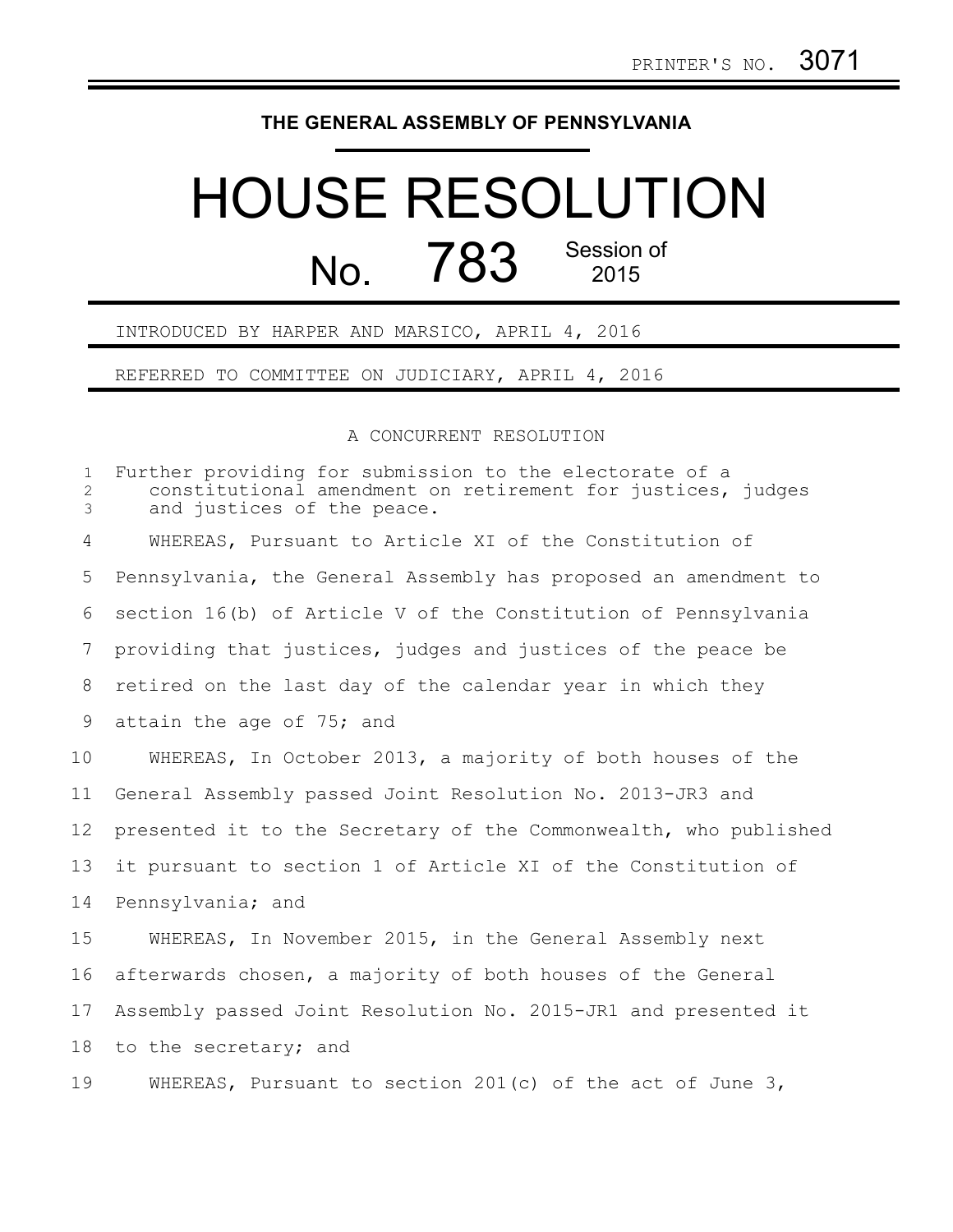PRINTER'S NO. 3071

THE GENERAL ASSEMBLY OF PENNSYLVANIA

# HOUSE RESOLUTION

## No. 783 Session of 2015

INTRODUCED BY HARPER AND MARSICO, APRIL 4, 2016

REFERRED TO COMMITTEE ON JUDICIARY, APRIL 4, 2016

A CONCURRENT RESOLUTION

Further providing for submission to the electorate of a constitutional amendment on retirement for justices, judges and justices of the peace.

WHEREAS, Pursuant to Article XI of the Constitution of Pennsylvania, the General Assembly has proposed an amendment to section 16(b) of Article V of the Constitution of Pennsylvania providing that justices, judges and justices of the peace be retired on the last day of the calendar year in which they attain the age of 75; and

WHEREAS, In October 2013, a majority of both houses of the General Assembly passed Joint Resolution No. 2013-JR3 and presented it to the Secretary of the Commonwealth, who published it pursuant to section 1 of Article XI of the Constitution of Pennsylvania; and

WHEREAS, In November 2015, in the General Assembly next afterwards chosen, a majority of both houses of the General Assembly passed Joint Resolution No. 2015-JR1 and presented it to the secretary; and

WHEREAS, Pursuant to section 201(c) of the act of June 3,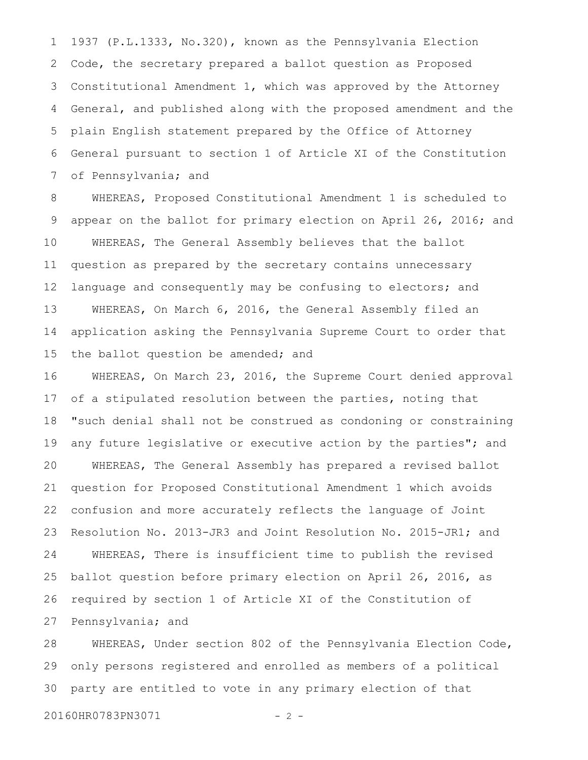1937 (P.L.1333, No.320), known as the Pennsylvania Election Code, the secretary prepared a ballot question as Proposed Constitutional Amendment 1, which was approved by the Attorney General, and published along with the proposed amendment and the plain English statement prepared by the Office of Attorney General pursuant to section 1 of Article XI of the Constitution of Pennsylvania; and

WHEREAS, Proposed Constitutional Amendment 1 is scheduled to appear on the ballot for primary election on April 26, 2016; and

WHEREAS, The General Assembly believes that the ballot question as prepared by the secretary contains unnecessary language and consequently may be confusing to electors; and

WHEREAS, On March 6, 2016, the General Assembly filed an application asking the Pennsylvania Supreme Court to order that the ballot question be amended; and

WHEREAS, On March 23, 2016, the Supreme Court denied approval of a stipulated resolution between the parties, noting that "such denial shall not be construed as condoning or constraining any future legislative or executive action by the parties"; and

WHEREAS, The General Assembly has prepared a revised ballot question for Proposed Constitutional Amendment 1 which avoids confusion and more accurately reflects the language of Joint Resolution No. 2013-JR3 and Joint Resolution No. 2015-JR1; and

WHEREAS, There is insufficient time to publish the revised ballot question before primary election on April 26, 2016, as required by section 1 of Article XI of the Constitution of Pennsylvania; and

WHEREAS, Under section 802 of the Pennsylvania Election Code, only persons registered and enrolled as members of a political party are entitled to vote in any primary election of that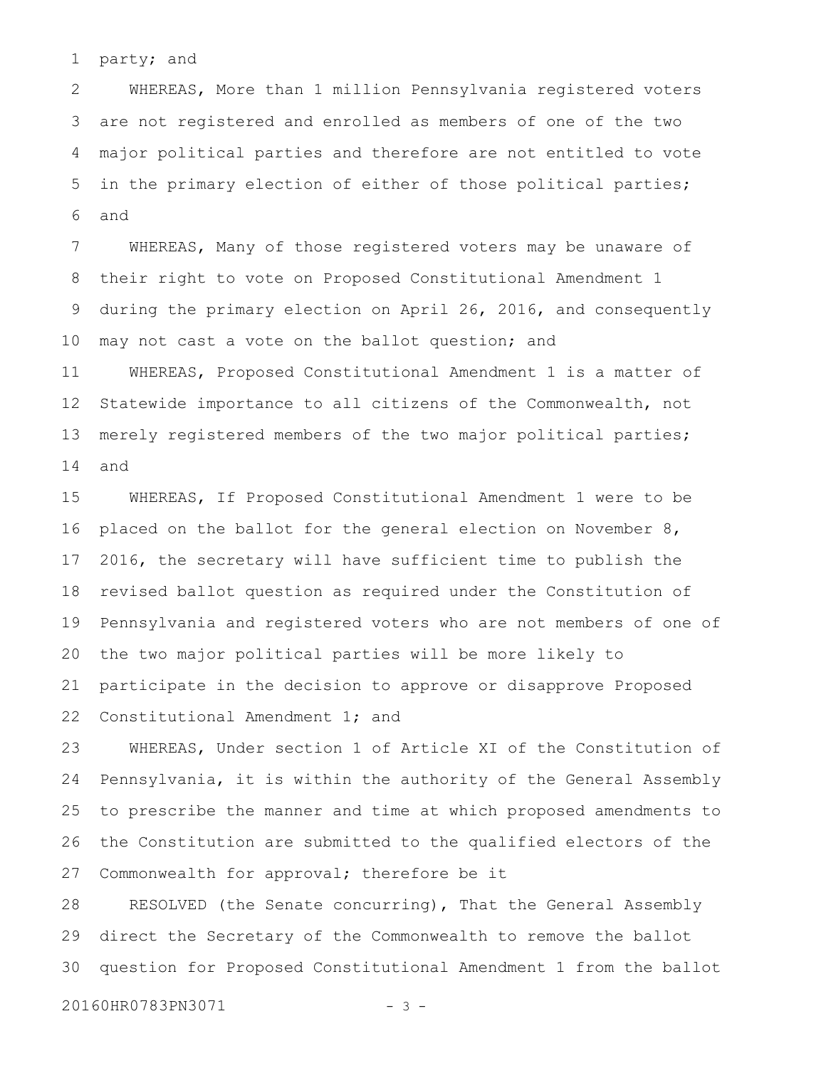party; and

WHEREAS, More than 1 million Pennsylvania registered voters are not registered and enrolled as members of one of the two major political parties and therefore are not entitled to vote in the primary election of either of those political parties; and

WHEREAS, Many of those registered voters may be unaware of their right to vote on Proposed Constitutional Amendment 1 during the primary election on April 26, 2016, and consequently may not cast a vote on the ballot question; and

WHEREAS, Proposed Constitutional Amendment 1 is a matter of Statewide importance to all citizens of the Commonwealth, not merely registered members of the two major political parties; and

WHEREAS, If Proposed Constitutional Amendment 1 were to be placed on the ballot for the general election on November 8, 2016, the secretary will have sufficient time to publish the revised ballot question as required under the Constitution of Pennsylvania and registered voters who are not members of one of the two major political parties will be more likely to participate in the decision to approve or disapprove Proposed Constitutional Amendment 1; and

WHEREAS, Under section 1 of Article XI of the Constitution of Pennsylvania, it is within the authority of the General Assembly to prescribe the manner and time at which proposed amendments to the Constitution are submitted to the qualified electors of the Commonwealth for approval; therefore be it

RESOLVED (the Senate concurring), That the General Assembly direct the Secretary of the Commonwealth to remove the ballot question for Proposed Constitutional Amendment 1 from the ballot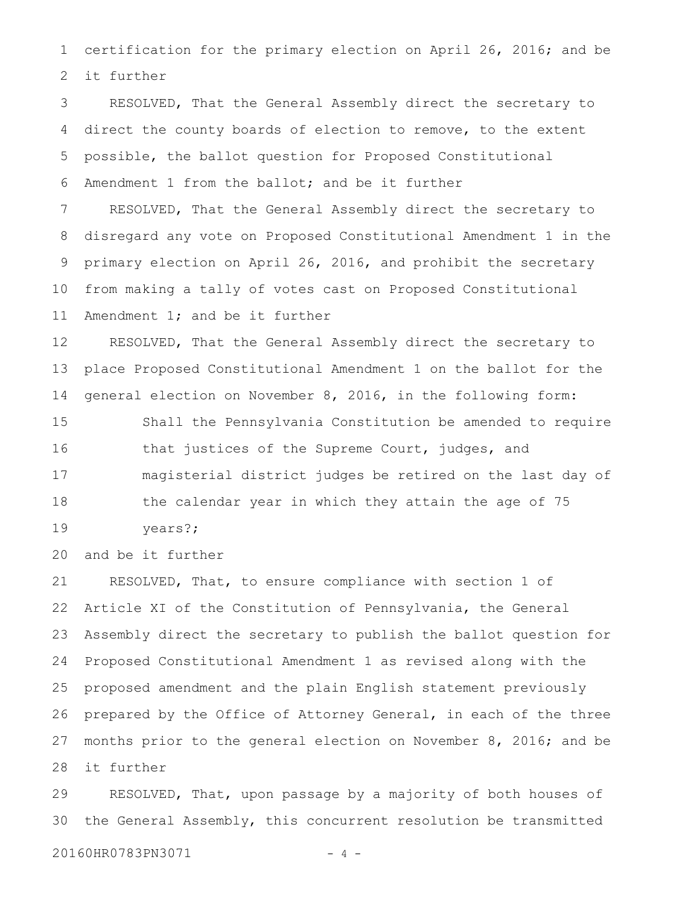certification for the primary election on April 26, 2016; and be it further

RESOLVED, That the General Assembly direct the secretary to direct the county boards of election to remove, to the extent possible, the ballot question for Proposed Constitutional Amendment 1 from the ballot; and be it further

RESOLVED, That the General Assembly direct the secretary to disregard any vote on Proposed Constitutional Amendment 1 in the primary election on April 26, 2016, and prohibit the secretary from making a tally of votes cast on Proposed Constitutional Amendment 1; and be it further

RESOLVED, That the General Assembly direct the secretary to place Proposed Constitutional Amendment 1 on the ballot for the general election on November 8, 2016, in the following form:

> Shall the Pennsylvania Constitution be amended to require that justices of the Supreme Court, judges, and magisterial district judges be retired on the last day of the calendar year in which they attain the age of 75 years?;

and be it further

RESOLVED, That, to ensure compliance with section 1 of Article XI of the Constitution of Pennsylvania, the General Assembly direct the secretary to publish the ballot question for Proposed Constitutional Amendment 1 as revised along with the proposed amendment and the plain English statement previously prepared by the Office of Attorney General, in each of the three months prior to the general election on November 8, 2016; and be it further

RESOLVED, That, upon passage by a majority of both houses of the General Assembly, this concurrent resolution be transmitted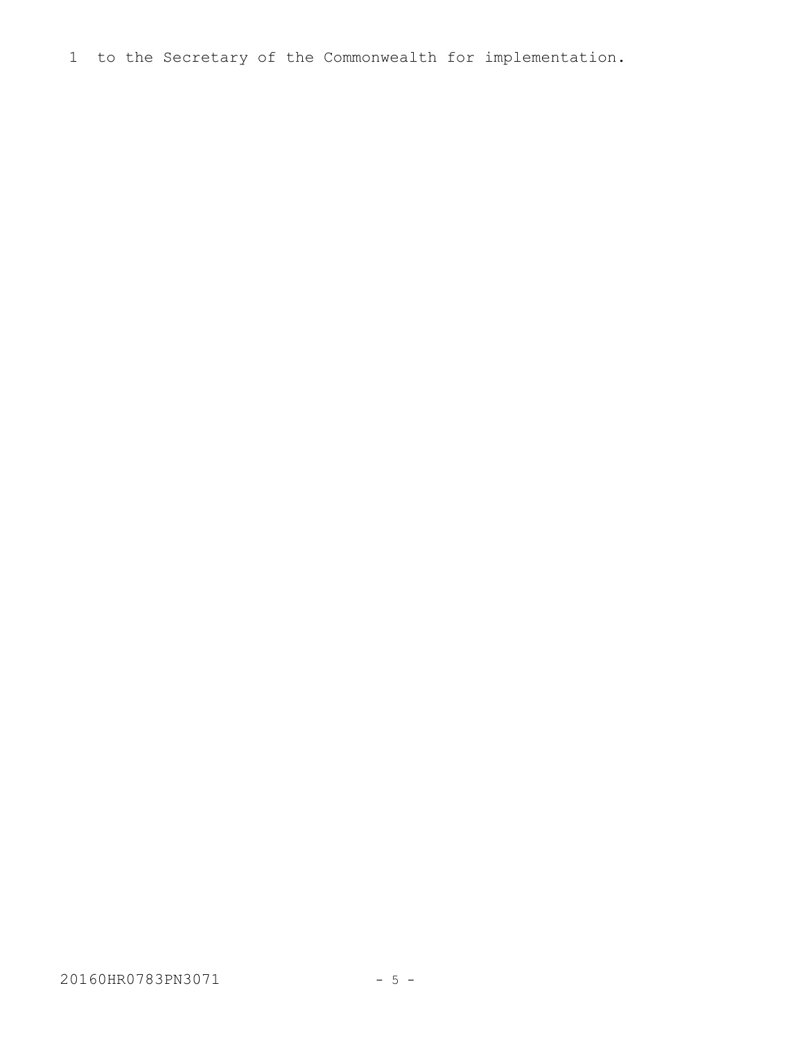to the Secretary of the Commonwealth for implementation.